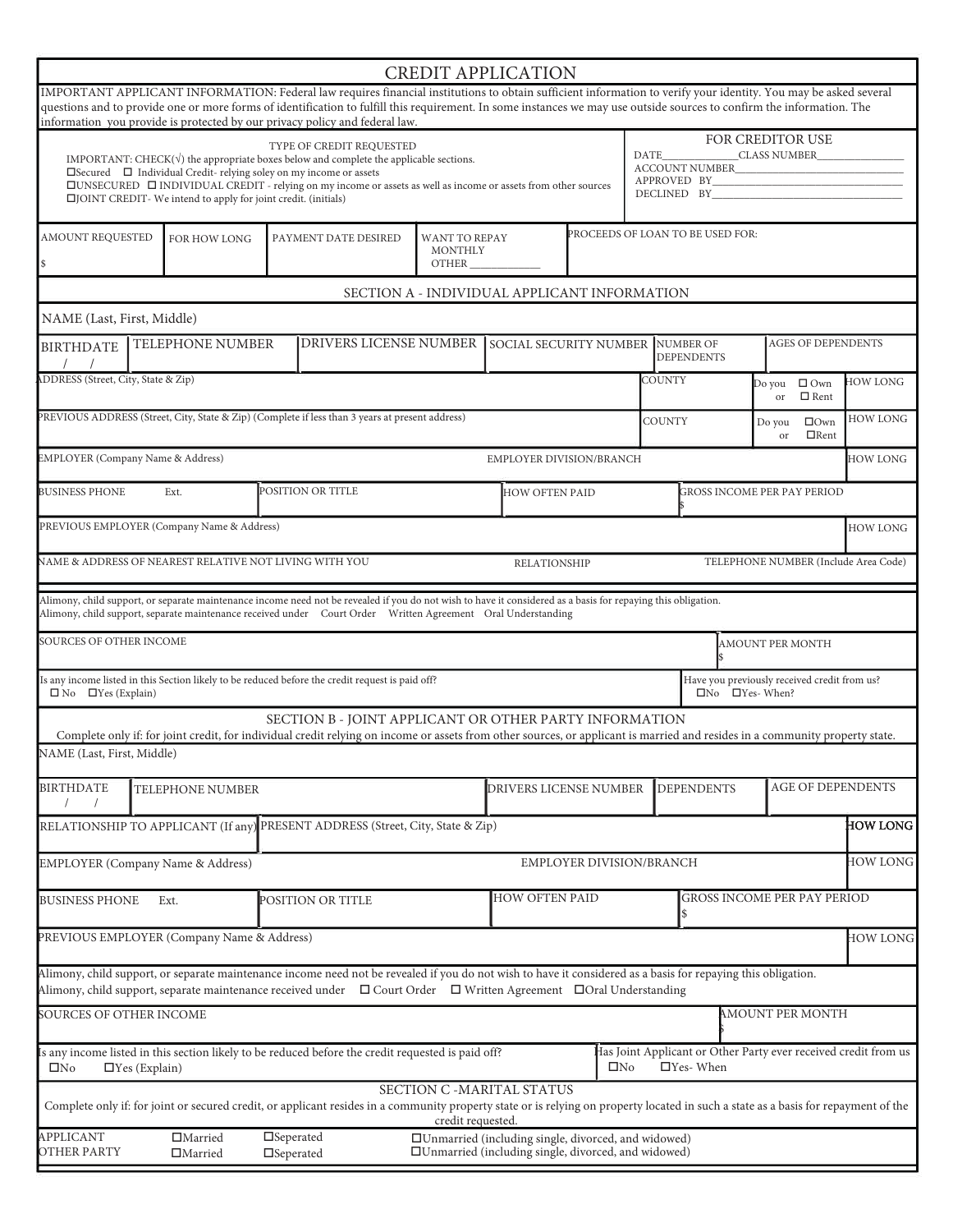# CREDIT APPLICATION

IMPORTANT APPLICANT INFORMATION: Federal law requires financial institutions to obtain sufficient information to verify your identity. You may be asked several questions and to provide one or more forms of identification to fulfill this requirement. In some instances we may use outside sources to confirm the information. The information you provide is protected by our privacy policy and federal law.

| TYPE OF CREDIT REQUESTED | FOR CREDITOR USE |
|---|---|
| IMPORTANT: CHECK(√) the appropriate boxes below and complete the applicable sections.<br>☐Secured ☐ Individual Credit- relying soley on my income or assets<br>☐UNSECURED ☐ INDIVIDUAL CREDIT - relying on my income or assets as well as income or assets from other sources<br>☐JOINT CREDIT- We intend to apply for joint credit. (initials) | DATE______________CLASS NUMBER________________<br>ACCOUNT NUMBER____________________________<br>APPROVED BY____________________________<br>DECLINED BY____________________________ |

| AMOUNT REQUESTED | FOR HOW LONG | PAYMENT DATE DESIRED | WANT TO REPAY | PROCEEDS OF LOAN TO BE USED FOR: |
|---|---|---|---|---|
| $ | | | MONTHLY<br>OTHER _____________ | |

## SECTION A - INDIVIDUAL APPLICANT INFORMATION

NAME (Last, First, Middle)

| BIRTHDATE | TELEPHONE NUMBER | DRIVERS LICENSE NUMBER | SOCIAL SECURITY NUMBER | NUMBER OF DEPENDENTS | AGES OF DEPENDENTS |
|---|---|---|---|---|---|
| / / | | | | | |

| ADDRESS (Street, City, State & Zip) | COUNTY | Do you or ☐ Own ☐ Rent | HOW LONG |
|---|---|---|---|
| PREVIOUS ADDRESS (Street, City, State & Zip) (Complete if less than 3 years at present address) | COUNTY | Do you or ☐Own ☐Rent | HOW LONG |

| EMPLOYER (Company Name & Address) | EMPLOYER DIVISION/BRANCH | HOW LONG |
|---|---|---|

| BUSINESS PHONE Ext. | POSITION OR TITLE | HOW OFTEN PAID | GROSS INCOME PER PAY PERIOD |
|---|---|---|---|
| | | | $ |

| PREVIOUS EMPLOYER (Company Name & Address) | HOW LONG |
|---|---|

| NAME & ADDRESS OF NEAREST RELATIVE NOT LIVING WITH YOU | RELATIONSHIP | TELEPHONE NUMBER (Include Area Code) |
|---|---|---|

Alimony, child support, or separate maintenance income need not be revealed if you do not wish to have it considered as a basis for repaying this obligation.
Alimony, child support, separate maintenance received under Court Order Written Agreement Oral Understanding

| SOURCES OF OTHER INCOME | AMOUNT PER MONTH |
|---|---|
| | $ |

| Is any income listed in this Section likely to be reduced before the credit request is paid off? | Have you previously received credit from us? |
|---|---|
| ☐ No ☐Yes (Explain) | ☐No ☐Yes- When? |

## SECTION B - JOINT APPLICANT OR OTHER PARTY INFORMATION

Complete only if: for joint credit, for individual credit relying on income or assets from other sources, or applicant is married and resides in a community property state.

NAME (Last, First, Middle)

| BIRTHDATE | TELEPHONE NUMBER | DRIVERS LICENSE NUMBER | DEPENDENTS | AGE OF DEPENDENTS |
|---|---|---|---|---|
| / / | | | | |

| RELATIONSHIP TO APPLICANT (If any) | PRESENT ADDRESS (Street, City, State & Zip) | HOW LONG |
|---|---|---|

| EMPLOYER (Company Name & Address) | EMPLOYER DIVISION/BRANCH | HOW LONG |
|---|---|---|

| BUSINESS PHONE Ext. | POSITION OR TITLE | HOW OFTEN PAID | GROSS INCOME PER PAY PERIOD |
|---|---|---|---|
| | | | $ |

| PREVIOUS EMPLOYER (Company Name & Address) | HOW LONG |
|---|---|

Alimony, child support, or separate maintenance income need not be revealed if you do not wish to have it considered as a basis for repaying this obligation.
Alimony, child support, separate maintenance received under ☐ Court Order ☐ Written Agreement ☐Oral Understanding

| SOURCES OF OTHER INCOME | AMOUNT PER MONTH |
|---|---|
| | $ |

| Is any income listed in this section likely to be reduced before the credit requested is paid off? | Has Joint Applicant or Other Party ever received credit from us |
|---|---|
| ☐No ☐Yes (Explain) | ☐No ☐Yes- When |

## SECTION C -MARITAL STATUS

Complete only if: for joint or secured credit, or applicant resides in a community property state or is relying on property located in such a state as a basis for repayment of the credit requested.

| | | | |
|---|---|---|---|
| APPLICANT | ☐Married | ☐Seperated | ☐Unmarried (including single, divorced, and widowed) |
| OTHER PARTY | ☐Married | ☐Seperated | ☐Unmarried (including single, divorced, and widowed) |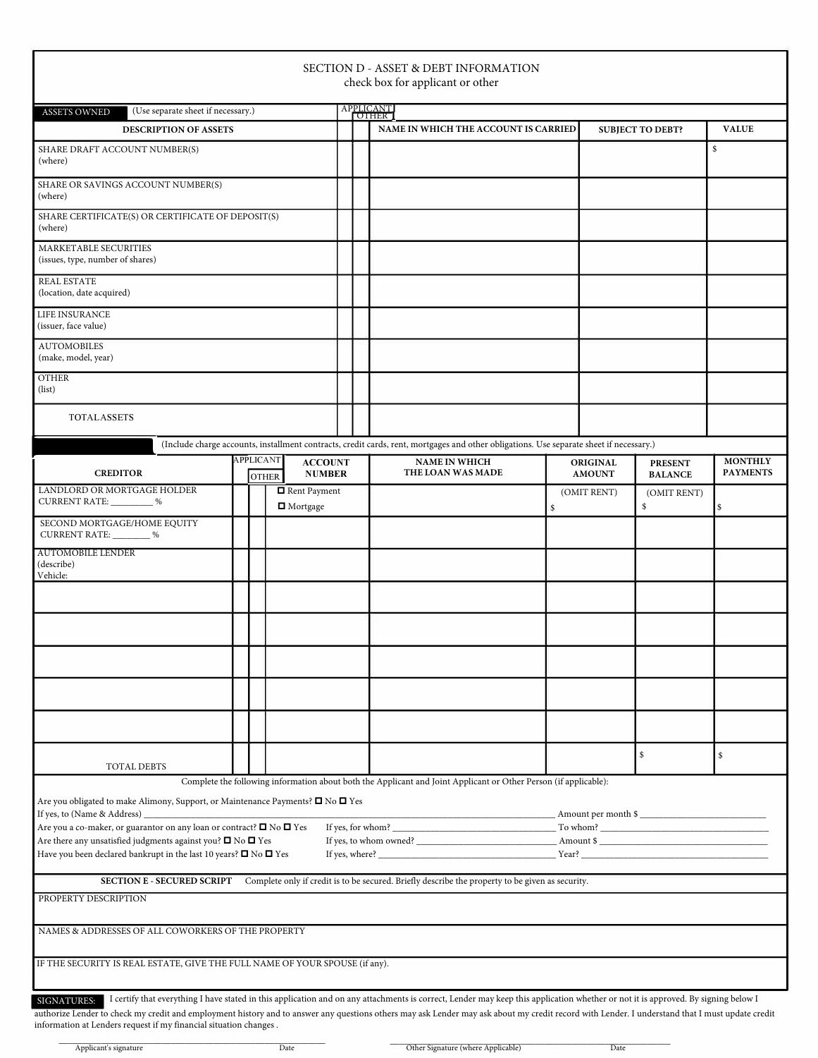## SECTION D - ASSET & DEBT INFORMATION

check box for applicant or other

**ASSETS OWNED** (Use separate sheet if necessary.)

| DESCRIPTION OF ASSETS | APPLICANT | OTHER | NAME IN WHICH THE ACCOUNT IS CARRIED | SUBJECT TO DEBT? | VALUE |
|---|---|---|---|---|---|
| SHARE DRAFT ACCOUNT NUMBER(S) (where) | | | | | $ |
| SHARE OR SAVINGS ACCOUNT NUMBER(S) (where) | | | | | |
| SHARE CERTIFICATE(S) OR CERTIFICATE OF DEPOSIT(S) (where) | | | | | |
| MARKETABLE SECURITIES (issues, type, number of shares) | | | | | |
| REAL ESTATE (location, date acquired) | | | | | |
| LIFE INSURANCE (issuer, face value) | | | | | |
| AUTOMOBILES (make, model, year) | | | | | |
| OTHER (list) | | | | | |
| TOTAL ASSETS | | | | | |

(Include charge accounts, installment contracts, credit cards, rent, mortgages and other obligations. Use separate sheet if necessary.)

| CREDITOR | APPLICANT | OTHER | ACCOUNT NUMBER | NAME IN WHICH THE LOAN WAS MADE | ORIGINAL AMOUNT | PRESENT BALANCE | MONTHLY PAYMENTS |
|---|---|---|---|---|---|---|---|
| LANDLORD OR MORTGAGE HOLDER CURRENT RATE: _________ % | | | ☐ Rent Payment ☐ Mortgage | | (OMIT RENT) $ | (OMIT RENT) $ | $ |
| SECOND MORTGAGE/HOME EQUITY CURRENT RATE: ________ % | | | | | | | |
| AUTOMOBILE LENDER (describe) Vehicle: | | | | | | | |
| | | | | | | | |
| | | | | | | | |
| | | | | | | | |
| | | | | | | | |
| | | | | | | | |
| TOTAL DEBTS | | | | | | $ | $ |

Complete the following information about both the Applicant and Joint Applicant or Other Person (if applicable):

Are you obligated to make Alimony, Support, or Maintenance Payments? ☐ No ☐ Yes

If yes, to (Name & Address) ____________________ Amount per month $ ____________

Are you a co-maker, or guarantor on any loan or contract? ☐ No ☐ Yes If yes, for whom? ____________ To whom? ____________

Are there any unsatisfied judgments against you? ☐ No ☐ Yes If yes, to whom owed? ____________ Amount $ ____________

Have you been declared bankrupt in the last 10 years? ☐ No ☐ Yes If yes, where? ____________ Year? ____________

**SECTION E - SECURED SCRIPT** Complete only if credit is to be secured. Briefly describe the property to be given as security.

PROPERTY DESCRIPTION

NAMES & ADDRESSES OF ALL COWORKERS OF THE PROPERTY

IF THE SECURITY IS REAL ESTATE, GIVE THE FULL NAME OF YOUR SPOUSE (if any).

**SIGNATURES:** I certify that everything I have stated in this application and on any attachments is correct, Lender may keep this application whether or not it is approved. By signing below I authorize Lender to check my credit and employment history and to answer any questions others may ask Lender may ask about my credit record with Lender. I understand that I must update credit information at Lenders request if my financial situation changes .

______________________________ Applicant's signature Date

______________________________ Other Signature (where Applicable) Date